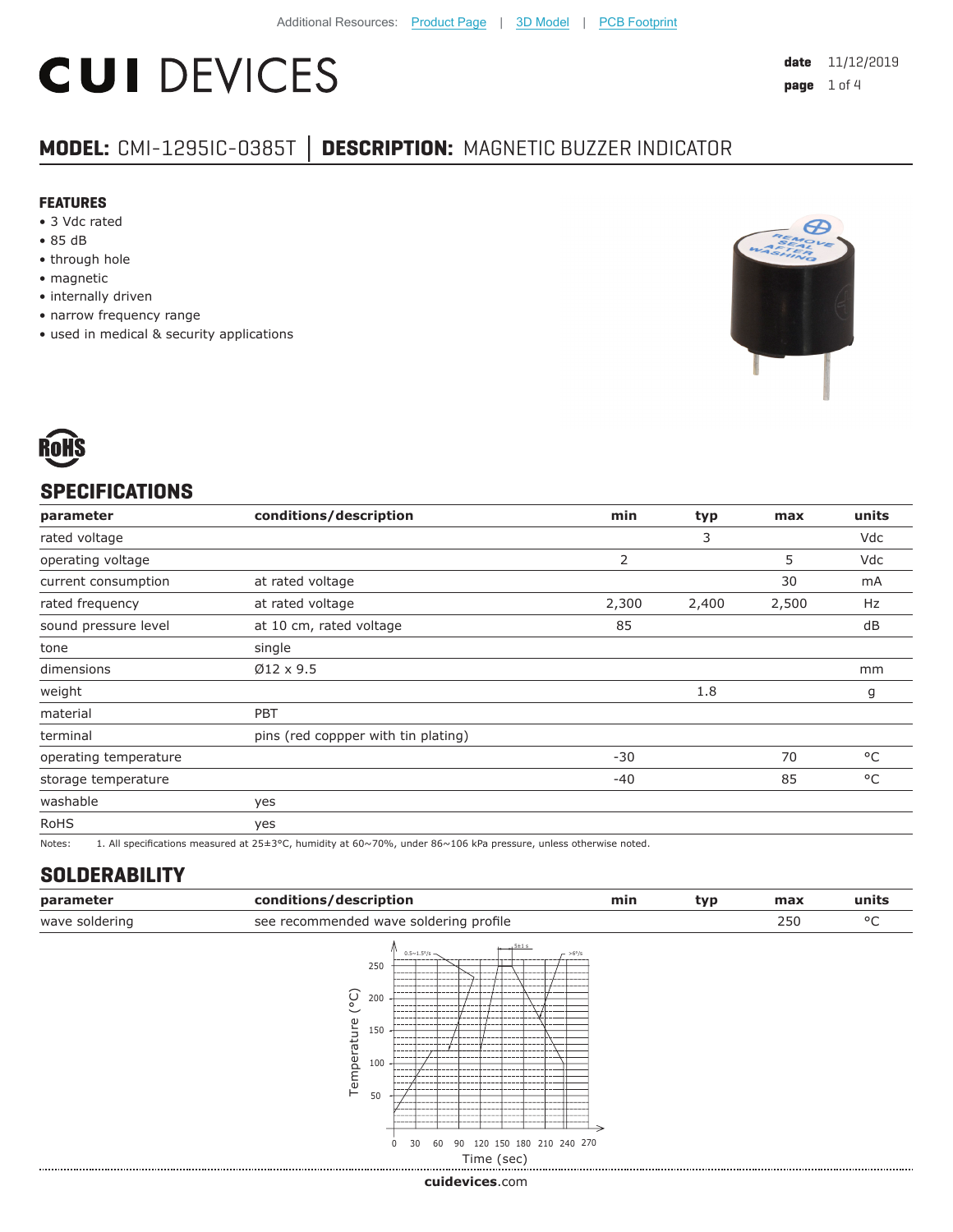Additional Resources: Product Page | 3D Model | PCB Footprint

# CUI DEVICES

**date** 11/12/2019

## MODEL: CMI-1295IC-0385T | DESCRIPTION: MAGNETIC BUZZER INDICATOR

### FEATURES

- 3 Vdc rated
- 85 dB
- through hole
- magnetic
- internally driven
- narrow frequency range
- used in medical & security applications

RoHS

## SPECIFICATIONS

| parameter | conditions/description | min | typ | max | units |
|---|---|---|---|---|---|
| rated voltage | | | 3 | | Vdc |
| operating voltage | | 2 | | 5 | Vdc |
| current consumption | at rated voltage | | | 30 | mA |
| rated frequency | at rated voltage | 2,300 | 2,400 | 2,500 | Hz |
| sound pressure level | at 10 cm, rated voltage | 85 | | | dB |
| tone | single | | | | |
| dimensions | Ø12 x 9.5 | | | | mm |
| weight | | | 1.8 | | g |
| material | PBT | | | | |
| terminal | pins (red coppper with tin plating) | | | | |
| operating temperature | | -30 | | 70 | °C |
| storage temperature | | -40 | | 85 | °C |
| washable | yes | | | | |
| RoHS | yes | | | | |

Notes: 1. All specifications measured at 25±3°C, humidity at 60~70%, under 86~106 kPa pressure, unless otherwise noted.

## SOLDERABILITY

| parameter | conditions/description | min | typ | max | units |
|---|---|---|---|---|---|
| wave soldering | see recommended wave soldering profile | | | 250 | °C |

0.5~1.5°/s   5±1 s   >6°/s

Temperature (°C): 50, 100, 150, 200, 250

Time (sec): 0, 30, 60, 90, 120, 150, 180, 210, 240, 270

cuidevices.com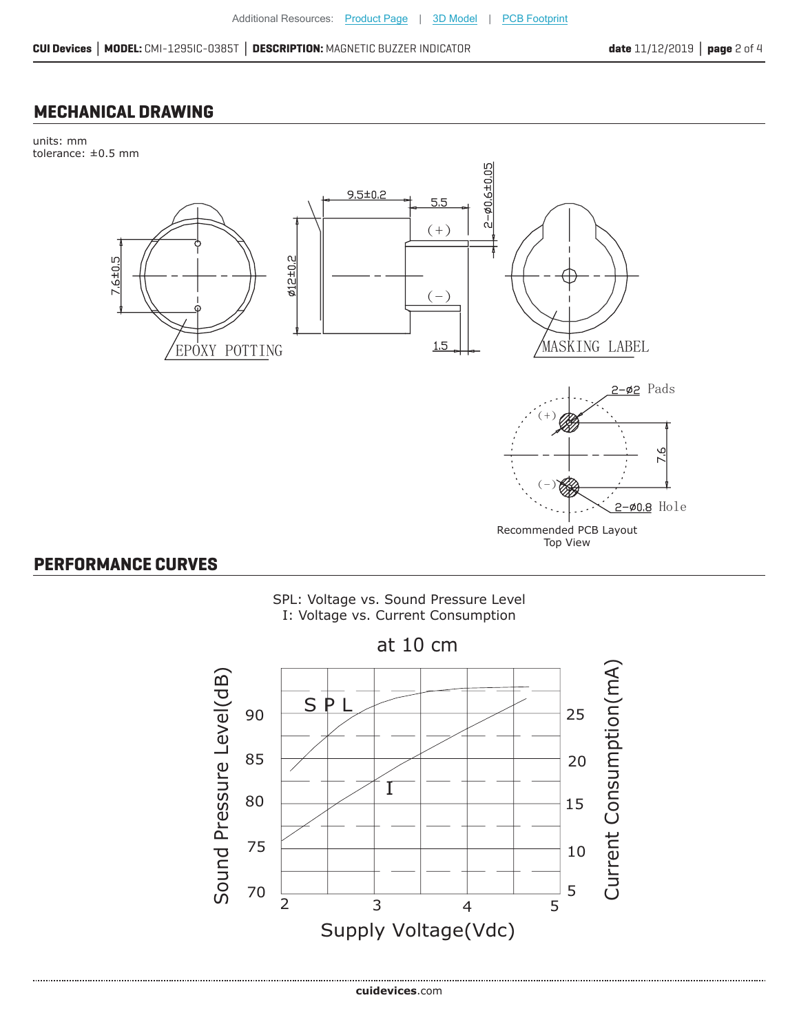## MECHANICAL DRAWING

units: mm
tolerance: ±0.5 mm

7.6±0.5

EPOXY POTTING

9.5±0.2

5.5

2-ø0.6±0.05

(+)

(−)

ø12±0.2

1.5

MASKING LABEL

2-ø2 Pads

(+)

(−)

7.6

2-ø0.8 Hole

Recommended PCB Layout
Top View

## PERFORMANCE CURVES

SPL: Voltage vs. Sound Pressure Level
I: Voltage vs. Current Consumption

at 10 cm

Sound Pressure Level(dB)

Current Consumption(mA)

Supply Voltage(Vdc)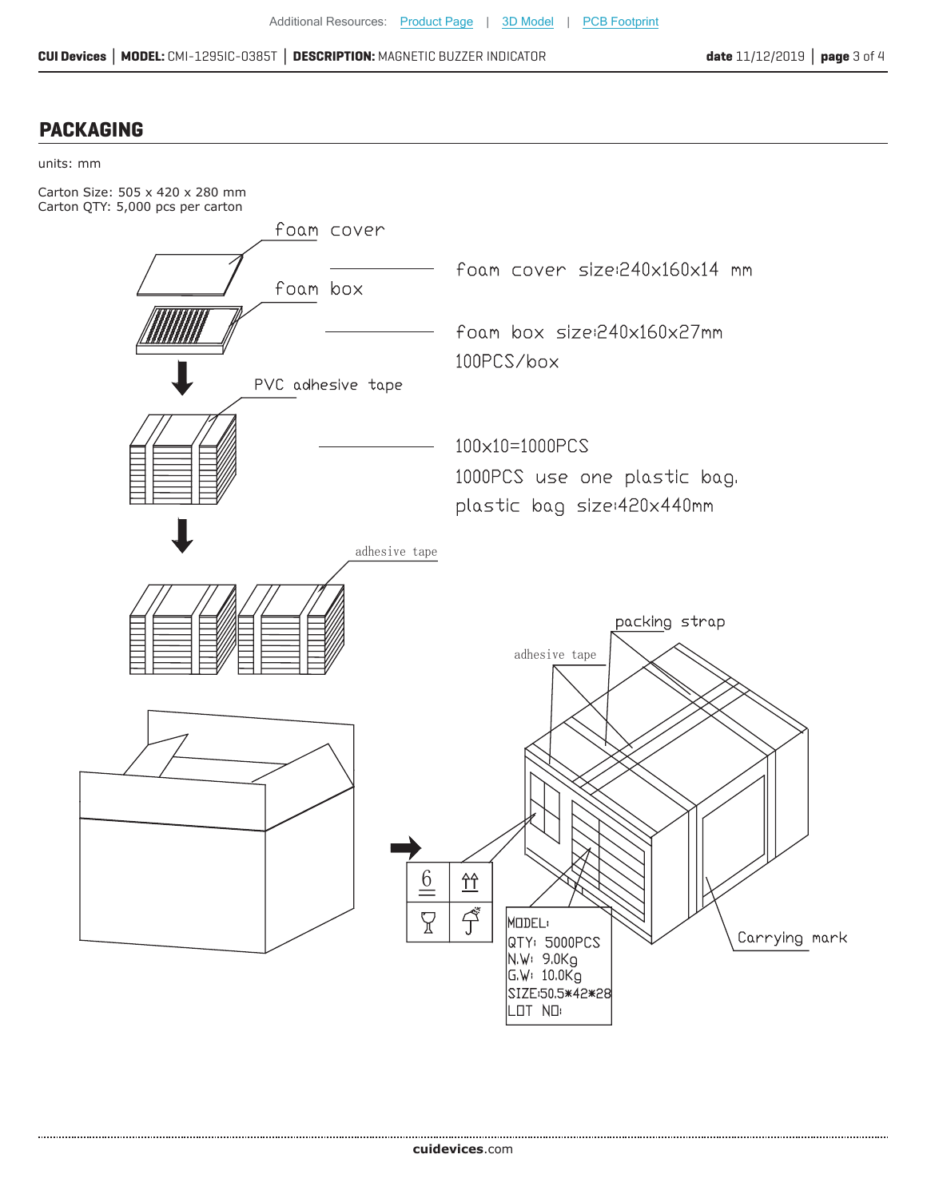## PACKAGING

units: mm

Carton Size: 505 x 420 x 280 mm
Carton QTY: 5,000 pcs per carton

foam cover

foam cover size:240x160x14 mm

foam box

foam box size:240x160x27mm
100PCS/box

PVC adhesive tape

100x10=1000PCS
1000PCS use one plastic bag.
plastic bag size:420x440mm

adhesive tape

packing strap

adhesive tape

Carrying mark

MODEL:
QTY: 5000PCS
N.W: 9.0Kg
G.W: 10.0Kg
SIZE:50.5*42*28
LOT NO: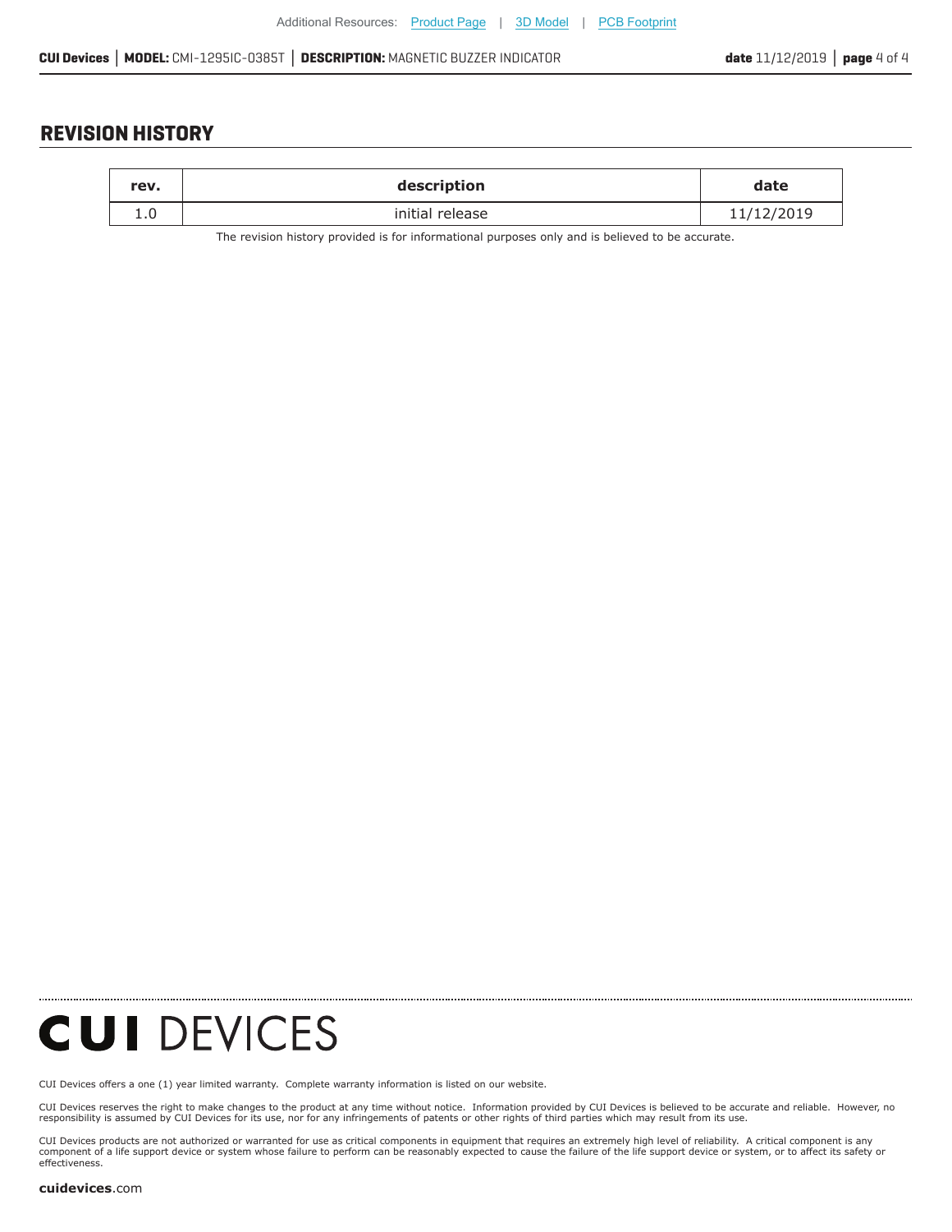## REVISION HISTORY

| rev. | description | date |
| --- | --- | --- |
| 1.0 | initial release | 11/12/2019 |

The revision history provided is for informational purposes only and is believed to be accurate.

# CUI DEVICES

CUI Devices offers a one (1) year limited warranty. Complete warranty information is listed on our website.

CUI Devices reserves the right to make changes to the product at any time without notice. Information provided by CUI Devices is believed to be accurate and reliable. However, no responsibility is assumed by CUI Devices for its use, nor for any infringements of patents or other rights of third parties which may result from its use.

CUI Devices products are not authorized or warranted for use as critical components in equipment that requires an extremely high level of reliability. A critical component is any component of a life support device or system whose failure to perform can be reasonably expected to cause the failure of the life support device or system, or to affect its safety or effectiveness.

**cuidevices**.com